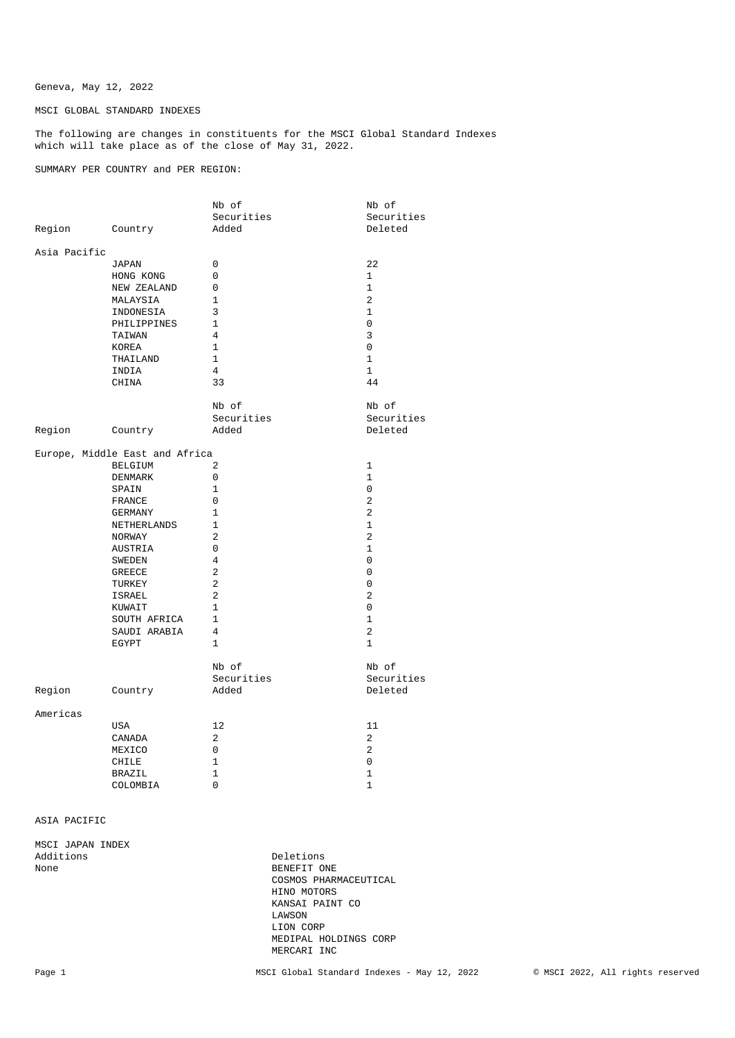Geneva, May 12, 2022

MSCI GLOBAL STANDARD INDEXES

The following are changes in constituents for the MSCI Global Standard Indexes which will take place as of the close of May 31, 2022.

SUMMARY PER COUNTRY and PER REGION:

| Region | Country | Nb of Securities Added | Nb of Securities Deleted |
|---|---|---|---|
| Asia Pacific | | | |
| | JAPAN | 0 | 22 |
| | HONG KONG | 0 | 1 |
| | NEW ZEALAND | 0 | 1 |
| | MALAYSIA | 1 | 2 |
| | INDONESIA | 3 | 1 |
| | PHILIPPINES | 1 | 0 |
| | TAIWAN | 4 | 3 |
| | KOREA | 1 | 0 |
| | THAILAND | 1 | 1 |
| | INDIA | 4 | 1 |
| | CHINA | 33 | 44 |

| Region | Country | Nb of Securities Added | Nb of Securities Deleted |
|---|---|---|---|
| Europe, Middle East and Africa | | | |
| | BELGIUM | 2 | 1 |
| | DENMARK | 0 | 1 |
| | SPAIN | 1 | 0 |
| | FRANCE | 0 | 2 |
| | GERMANY | 1 | 2 |
| | NETHERLANDS | 1 | 1 |
| | NORWAY | 2 | 2 |
| | AUSTRIA | 0 | 1 |
| | SWEDEN | 4 | 0 |
| | GREECE | 2 | 0 |
| | TURKEY | 2 | 0 |
| | ISRAEL | 2 | 2 |
| | KUWAIT | 1 | 0 |
| | SOUTH AFRICA | 1 | 1 |
| | SAUDI ARABIA | 4 | 2 |
| | EGYPT | 1 | 1 |

| Region | Country | Nb of Securities Added | Nb of Securities Deleted |
|---|---|---|---|
| Americas | | | |
| | USA | 12 | 11 |
| | CANADA | 2 | 2 |
| | MEXICO | 0 | 2 |
| | CHILE | 1 | 0 |
| | BRAZIL | 1 | 1 |
| | COLOMBIA | 0 | 1 |

ASIA PACIFIC

MSCI JAPAN INDEX

| Additions | Deletions |
|---|---|
| None | BENEFIT ONE |
| | COSMOS PHARMACEUTICAL |
| | HINO MOTORS |
| | KANSAI PAINT CO |
| | LAWSON |
| | LION CORP |
| | MEDIPAL HOLDINGS CORP |
| | MERCARI INC |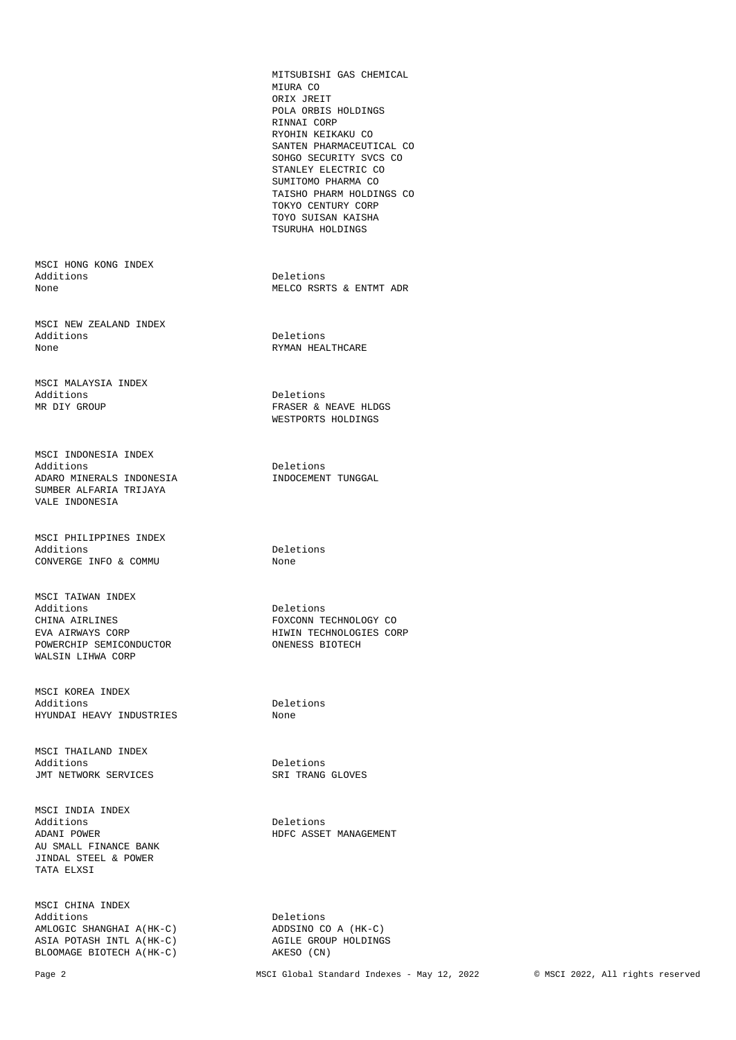| | |
|---|---|
| | MITSUBISHI GAS CHEMICAL |
| | MIURA CO |
| | ORIX JREIT |
| | POLA ORBIS HOLDINGS |
| | RINNAI CORP |
| | RYOHIN KEIKAKU CO |
| | SANTEN PHARMACEUTICAL CO |
| | SOHGO SECURITY SVCS CO |
| | STANLEY ELECTRIC CO |
| | SUMITOMO PHARMA CO |
| | TAISHO PHARM HOLDINGS CO |
| | TOKYO CENTURY CORP |
| | TOYO SUISAN KAISHA |
| | TSURUHA HOLDINGS |

MSCI HONG KONG INDEX

| Additions | Deletions |
|---|---|
| None | MELCO RSRTS & ENTMT ADR |

MSCI NEW ZEALAND INDEX

| Additions | Deletions |
|---|---|
| None | RYMAN HEALTHCARE |

MSCI MALAYSIA INDEX

| Additions | Deletions |
|---|---|
| MR DIY GROUP | FRASER & NEAVE HLDGS |
| | WESTPORTS HOLDINGS |

MSCI INDONESIA INDEX

| Additions | Deletions |
|---|---|
| ADARO MINERALS INDONESIA | INDOCEMENT TUNGGAL |
| SUMBER ALFARIA TRIJAYA | |
| VALE INDONESIA | |

MSCI PHILIPPINES INDEX

| Additions | Deletions |
|---|---|
| CONVERGE INFO & COMMU | None |

MSCI TAIWAN INDEX

| Additions | Deletions |
|---|---|
| CHINA AIRLINES | FOXCONN TECHNOLOGY CO |
| EVA AIRWAYS CORP | HIWIN TECHNOLOGIES CORP |
| POWERCHIP SEMICONDUCTOR | ONENESS BIOTECH |
| WALSIN LIHWA CORP | |

MSCI KOREA INDEX

| Additions | Deletions |
|---|---|
| HYUNDAI HEAVY INDUSTRIES | None |

MSCI THAILAND INDEX

| Additions | Deletions |
|---|---|
| JMT NETWORK SERVICES | SRI TRANG GLOVES |

MSCI INDIA INDEX

| Additions | Deletions |
|---|---|
| ADANI POWER | HDFC ASSET MANAGEMENT |
| AU SMALL FINANCE BANK | |
| JINDAL STEEL & POWER | |
| TATA ELXSI | |

MSCI CHINA INDEX

| Additions | Deletions |
|---|---|
| AMLOGIC SHANGHAI A(HK-C) | ADDSINO CO A (HK-C) |
| ASIA POTASH INTL A(HK-C) | AGILE GROUP HOLDINGS |
| BLOOMAGE BIOTECH A(HK-C) | AKESO (CN) |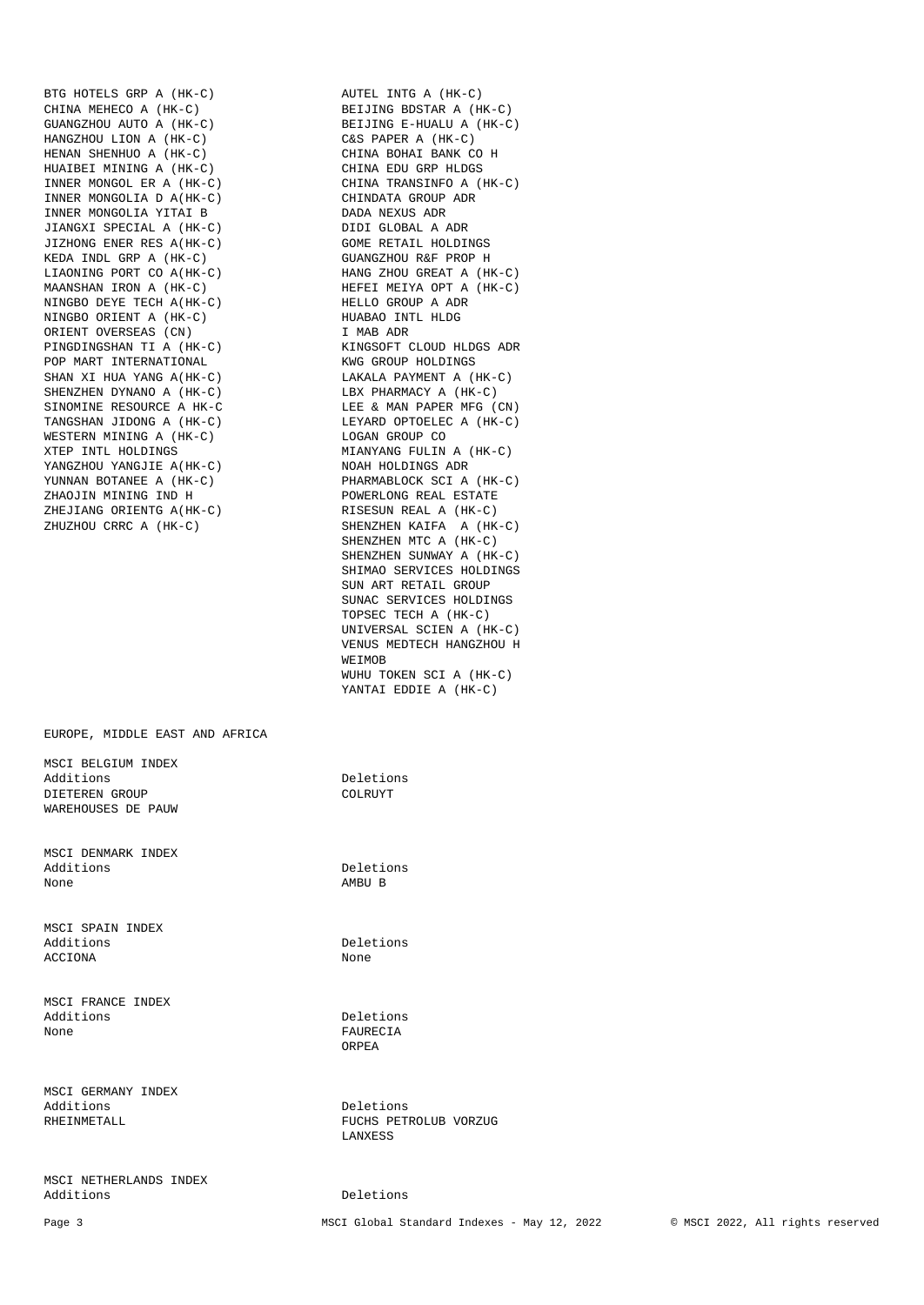| Additions | Deletions |
|---|---|
| BTG HOTELS GRP A (HK-C) | AUTEL INTG A (HK-C) |
| CHINA MEHECO A (HK-C) | BEIJING BDSTAR A (HK-C) |
| GUANGZHOU AUTO A (HK-C) | BEIJING E-HUALU A (HK-C) |
| HANGZHOU LION A (HK-C) | C&S PAPER A (HK-C) |
| HENAN SHENHUO A (HK-C) | CHINA BOHAI BANK CO H |
| HUAIBEI MINING A (HK-C) | CHINA EDU GRP HLDGS |
| INNER MONGOL ER A (HK-C) | CHINA TRANSINFO A (HK-C) |
| INNER MONGOLIA D A(HK-C) | CHINDATA GROUP ADR |
| INNER MONGOLIA YITAI B | DADA NEXUS ADR |
| JIANGXI SPECIAL A (HK-C) | DIDI GLOBAL A ADR |
| JIZHONG ENER RES A(HK-C) | GOME RETAIL HOLDINGS |
| KEDA INDL GRP A (HK-C) | GUANGZHOU R&F PROP H |
| LIAONING PORT CO A(HK-C) | HANG ZHOU GREAT A (HK-C) |
| MAANSHAN IRON A (HK-C) | HEFEI MEIYA OPT A (HK-C) |
| NINGBO DEYE TECH A(HK-C) | HELLO GROUP A ADR |
| NINGBO ORIENT A (HK-C) | HUABAO INTL HLDG |
| ORIENT OVERSEAS (CN) | I MAB ADR |
| PINGDINGSHAN TI A (HK-C) | KINGSOFT CLOUD HLDGS ADR |
| POP MART INTERNATIONAL | KWG GROUP HOLDINGS |
| SHAN XI HUA YANG A(HK-C) | LAKALA PAYMENT A (HK-C) |
| SHENZHEN DYNANO A (HK-C) | LBX PHARMACY A (HK-C) |
| SINOMINE RESOURCE A HK-C | LEE & MAN PAPER MFG (CN) |
| TANGSHAN JIDONG A (HK-C) | LEYARD OPTOELEC A (HK-C) |
| WESTERN MINING A (HK-C) | LOGAN GROUP CO |
| XTEP INTL HOLDINGS | MIANYANG FULIN A (HK-C) |
| YANGZHOU YANGJIE A(HK-C) | NOAH HOLDINGS ADR |
| YUNNAN BOTANEE A (HK-C) | PHARMABLOCK SCI A (HK-C) |
| ZHAOJIN MINING IND H | POWERLONG REAL ESTATE |
| ZHEJIANG ORIENTG A(HK-C) | RISESUN REAL A (HK-C) |
| ZHUZHOU CRRC A (HK-C) | SHENZHEN KAIFA A (HK-C) |
| | SHENZHEN MTC A (HK-C) |
| | SHENZHEN SUNWAY A (HK-C) |
| | SHIMAO SERVICES HOLDINGS |
| | SUN ART RETAIL GROUP |
| | SUNAC SERVICES HOLDINGS |
| | TOPSEC TECH A (HK-C) |
| | UNIVERSAL SCIEN A (HK-C) |
| | VENUS MEDTECH HANGZHOU H |
| | WEIMOB |
| | WUHU TOKEN SCI A (HK-C) |
| | YANTAI EDDIE A (HK-C) |

## EUROPE, MIDDLE EAST AND AFRICA

### MSCI BELGIUM INDEX

| Additions | Deletions |
|---|---|
| DIETEREN GROUP | COLRUYT |
| WAREHOUSES DE PAUW | |

### MSCI DENMARK INDEX

| Additions | Deletions |
|---|---|
| None | AMBU B |

### MSCI SPAIN INDEX

| Additions | Deletions |
|---|---|
| ACCIONA | None |

### MSCI FRANCE INDEX

| Additions | Deletions |
|---|---|
| None | FAURECIA |
| | ORPEA |

### MSCI GERMANY INDEX

| Additions | Deletions |
|---|---|
| RHEINMETALL | FUCHS PETROLUB VORZUG |
| | LANXESS |

### MSCI NETHERLANDS INDEX

| Additions | Deletions |
|---|---|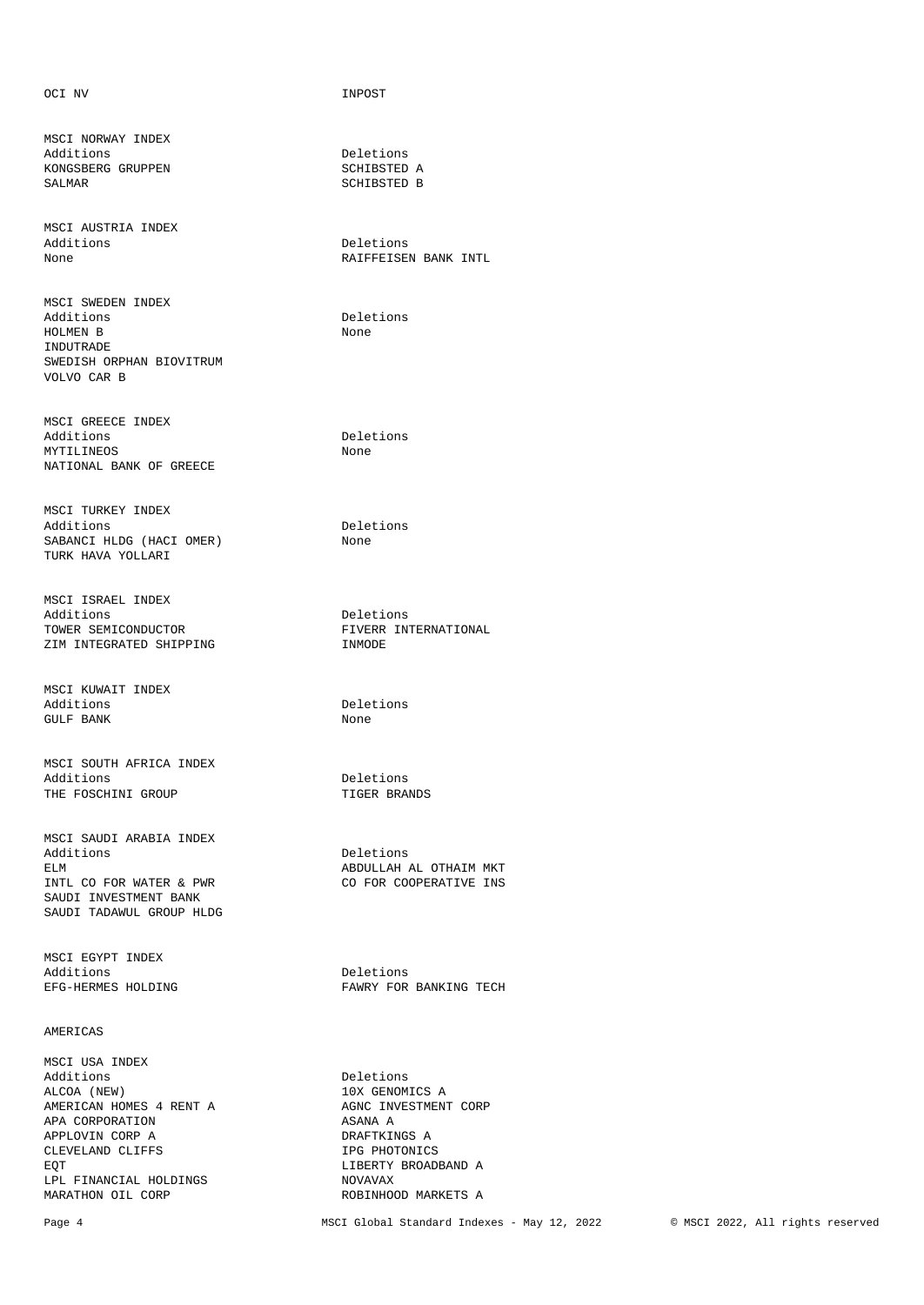| | |
|---|---|
| OCI NV | INPOST |

MSCI NORWAY INDEX

| Additions | Deletions |
|---|---|
| KONGSBERG GRUPPEN | SCHIBSTED A |
| SALMAR | SCHIBSTED B |

MSCI AUSTRIA INDEX

| Additions | Deletions |
|---|---|
| None | RAIFFEISEN BANK INTL |

MSCI SWEDEN INDEX

| Additions | Deletions |
|---|---|
| HOLMEN B | None |
| INDUTRADE | |
| SWEDISH ORPHAN BIOVITRUM | |
| VOLVO CAR B | |

MSCI GREECE INDEX

| Additions | Deletions |
|---|---|
| MYTILINEOS | None |
| NATIONAL BANK OF GREECE | |

MSCI TURKEY INDEX

| Additions | Deletions |
|---|---|
| SABANCI HLDG (HACI OMER) | None |
| TURK HAVA YOLLARI | |

MSCI ISRAEL INDEX

| Additions | Deletions |
|---|---|
| TOWER SEMICONDUCTOR | FIVERR INTERNATIONAL |
| ZIM INTEGRATED SHIPPING | INMODE |

MSCI KUWAIT INDEX

| Additions | Deletions |
|---|---|
| GULF BANK | None |

MSCI SOUTH AFRICA INDEX

| Additions | Deletions |
|---|---|
| THE FOSCHINI GROUP | TIGER BRANDS |

MSCI SAUDI ARABIA INDEX

| Additions | Deletions |
|---|---|
| ELM | ABDULLAH AL OTHAIM MKT |
| INTL CO FOR WATER & PWR | CO FOR COOPERATIVE INS |
| SAUDI INVESTMENT BANK | |
| SAUDI TADAWUL GROUP HLDG | |

MSCI EGYPT INDEX

| Additions | Deletions |
|---|---|
| EFG-HERMES HOLDING | FAWRY FOR BANKING TECH |

AMERICAS

MSCI USA INDEX

| Additions | Deletions |
|---|---|
| ALCOA (NEW) | 10X GENOMICS A |
| AMERICAN HOMES 4 RENT A | AGNC INVESTMENT CORP |
| APA CORPORATION | ASANA A |
| APPLOVIN CORP A | DRAFTKINGS A |
| CLEVELAND CLIFFS | IPG PHOTONICS |
| EQT | LIBERTY BROADBAND A |
| LPL FINANCIAL HOLDINGS | NOVAVAX |
| MARATHON OIL CORP | ROBINHOOD MARKETS A |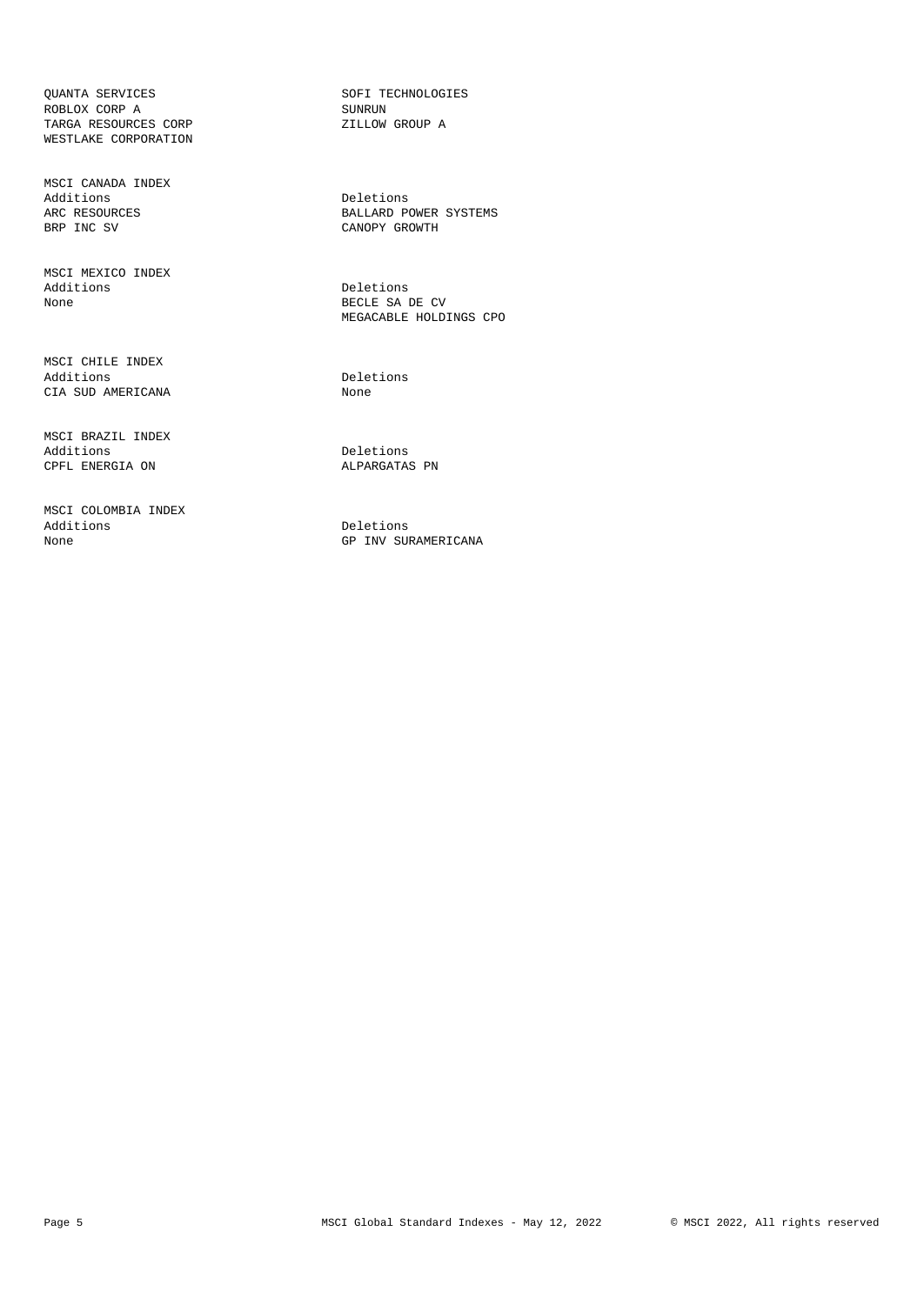| | |
|---|---|
| QUANTA SERVICES | SOFI TECHNOLOGIES |
| ROBLOX CORP A | SUNRUN |
| TARGA RESOURCES CORP | ZILLOW GROUP A |
| WESTLAKE CORPORATION | |

MSCI CANADA INDEX

| Additions | Deletions |
|---|---|
| ARC RESOURCES | BALLARD POWER SYSTEMS |
| BRP INC SV | CANOPY GROWTH |

MSCI MEXICO INDEX

| Additions | Deletions |
|---|---|
| None | BECLE SA DE CV |
| | MEGACABLE HOLDINGS CPO |

MSCI CHILE INDEX

| Additions | Deletions |
|---|---|
| CIA SUD AMERICANA | None |

MSCI BRAZIL INDEX

| Additions | Deletions |
|---|---|
| CPFL ENERGIA ON | ALPARGATAS PN |

MSCI COLOMBIA INDEX

| Additions | Deletions |
|---|---|
| None | GP INV SURAMERICANA |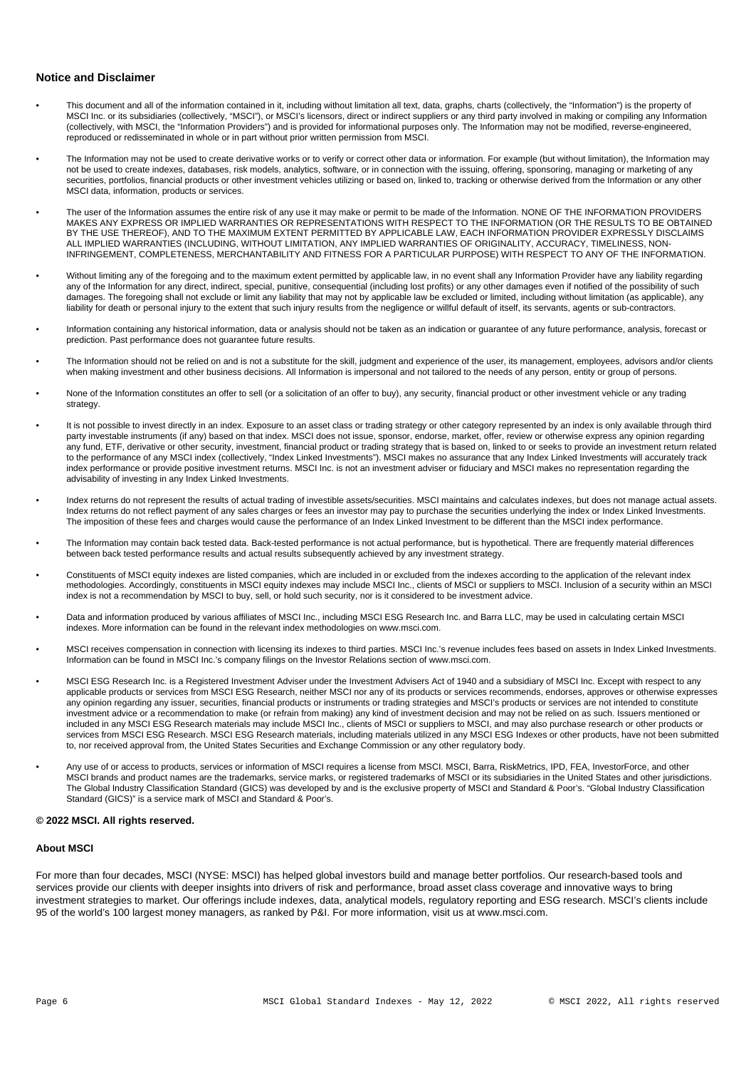## Notice and Disclaimer

- This document and all of the information contained in it, including without limitation all text, data, graphs, charts (collectively, the "Information") is the property of MSCI Inc. or its subsidiaries (collectively, "MSCI"), or MSCI's licensors, direct or indirect suppliers or any third party involved in making or compiling any Information (collectively, with MSCI, the "Information Providers") and is provided for informational purposes only. The Information may not be modified, reverse-engineered, reproduced or redisseminated in whole or in part without prior written permission from MSCI.

- The Information may not be used to create derivative works or to verify or correct other data or information. For example (but without limitation), the Information may not be used to create indexes, databases, risk models, analytics, software, or in connection with the issuing, offering, sponsoring, managing or marketing of any securities, portfolios, financial products or other investment vehicles utilizing or based on, linked to, tracking or otherwise derived from the Information or any other MSCI data, information, products or services.

- The user of the Information assumes the entire risk of any use it may make or permit to be made of the Information. NONE OF THE INFORMATION PROVIDERS MAKES ANY EXPRESS OR IMPLIED WARRANTIES OR REPRESENTATIONS WITH RESPECT TO THE INFORMATION (OR THE RESULTS TO BE OBTAINED BY THE USE THEREOF), AND TO THE MAXIMUM EXTENT PERMITTED BY APPLICABLE LAW, EACH INFORMATION PROVIDER EXPRESSLY DISCLAIMS ALL IMPLIED WARRANTIES (INCLUDING, WITHOUT LIMITATION, ANY IMPLIED WARRANTIES OF ORIGINALITY, ACCURACY, TIMELINESS, NON-INFRINGEMENT, COMPLETENESS, MERCHANTABILITY AND FITNESS FOR A PARTICULAR PURPOSE) WITH RESPECT TO ANY OF THE INFORMATION.

- Without limiting any of the foregoing and to the maximum extent permitted by applicable law, in no event shall any Information Provider have any liability regarding any of the Information for any direct, indirect, special, punitive, consequential (including lost profits) or any other damages even if notified of the possibility of such damages. The foregoing shall not exclude or limit any liability that may not by applicable law be excluded or limited, including without limitation (as applicable), any liability for death or personal injury to the extent that such injury results from the negligence or willful default of itself, its servants, agents or sub-contractors.

- Information containing any historical information, data or analysis should not be taken as an indication or guarantee of any future performance, analysis, forecast or prediction. Past performance does not guarantee future results.

- The Information should not be relied on and is not a substitute for the skill, judgment and experience of the user, its management, employees, advisors and/or clients when making investment and other business decisions. All Information is impersonal and not tailored to the needs of any person, entity or group of persons.

- None of the Information constitutes an offer to sell (or a solicitation of an offer to buy), any security, financial product or other investment vehicle or any trading strategy.

- It is not possible to invest directly in an index. Exposure to an asset class or trading strategy or other category represented by an index is only available through third party investable instruments (if any) based on that index. MSCI does not issue, sponsor, endorse, market, offer, review or otherwise express any opinion regarding any fund, ETF, derivative or other security, investment, financial product or trading strategy that is based on, linked to or seeks to provide an investment return related to the performance of any MSCI index (collectively, "Index Linked Investments"). MSCI makes no assurance that any Index Linked Investments will accurately track index performance or provide positive investment returns. MSCI Inc. is not an investment adviser or fiduciary and MSCI makes no representation regarding the advisability of investing in any Index Linked Investments.

- Index returns do not represent the results of actual trading of investible assets/securities. MSCI maintains and calculates indexes, but does not manage actual assets. Index returns do not reflect payment of any sales charges or fees an investor may pay to purchase the securities underlying the index or Index Linked Investments. The imposition of these fees and charges would cause the performance of an Index Linked Investment to be different than the MSCI index performance.

- The Information may contain back tested data. Back-tested performance is not actual performance, but is hypothetical. There are frequently material differences between back tested performance results and actual results subsequently achieved by any investment strategy.

- Constituents of MSCI equity indexes are listed companies, which are included in or excluded from the indexes according to the application of the relevant index methodologies. Accordingly, constituents in MSCI equity indexes may include MSCI Inc., clients of MSCI or suppliers to MSCI. Inclusion of a security within an MSCI index is not a recommendation by MSCI to buy, sell, or hold such security, nor is it considered to be investment advice.

- Data and information produced by various affiliates of MSCI Inc., including MSCI ESG Research Inc. and Barra LLC, may be used in calculating certain MSCI indexes. More information can be found in the relevant index methodologies on www.msci.com.

- MSCI receives compensation in connection with licensing its indexes to third parties. MSCI Inc.'s revenue includes fees based on assets in Index Linked Investments. Information can be found in MSCI Inc.'s company filings on the Investor Relations section of www.msci.com.

- MSCI ESG Research Inc. is a Registered Investment Adviser under the Investment Advisers Act of 1940 and a subsidiary of MSCI Inc. Except with respect to any applicable products or services from MSCI ESG Research, neither MSCI nor any of its products or services recommends, endorses, approves or otherwise expresses any opinion regarding any issuer, securities, financial products or instruments or trading strategies and MSCI's products or services are not intended to constitute investment advice or a recommendation to make (or refrain from making) any kind of investment decision and may not be relied on as such. Issuers mentioned or included in any MSCI ESG Research materials may include MSCI Inc., clients of MSCI or suppliers to MSCI, and may also purchase research or other products or services from MSCI ESG Research. MSCI ESG Research materials, including materials utilized in any MSCI ESG Indexes or other products, have not been submitted to, nor received approval from, the United States Securities and Exchange Commission or any other regulatory body.

- Any use of or access to products, services or information of MSCI requires a license from MSCI. MSCI, Barra, RiskMetrics, IPD, FEA, InvestorForce, and other MSCI brands and product names are the trademarks, service marks, or registered trademarks of MSCI or its subsidiaries in the United States and other jurisdictions. The Global Industry Classification Standard (GICS) was developed by and is the exclusive property of MSCI and Standard & Poor's. "Global Industry Classification Standard (GICS)" is a service mark of MSCI and Standard & Poor's.

**© 2022 MSCI. All rights reserved.**

### About MSCI

For more than four decades, MSCI (NYSE: MSCI) has helped global investors build and manage better portfolios. Our research-based tools and services provide our clients with deeper insights into drivers of risk and performance, broad asset class coverage and innovative ways to bring investment strategies to market. Our offerings include indexes, data, analytical models, regulatory reporting and ESG research. MSCI's clients include 95 of the world's 100 largest money managers, as ranked by P&I. For more information, visit us at www.msci.com.